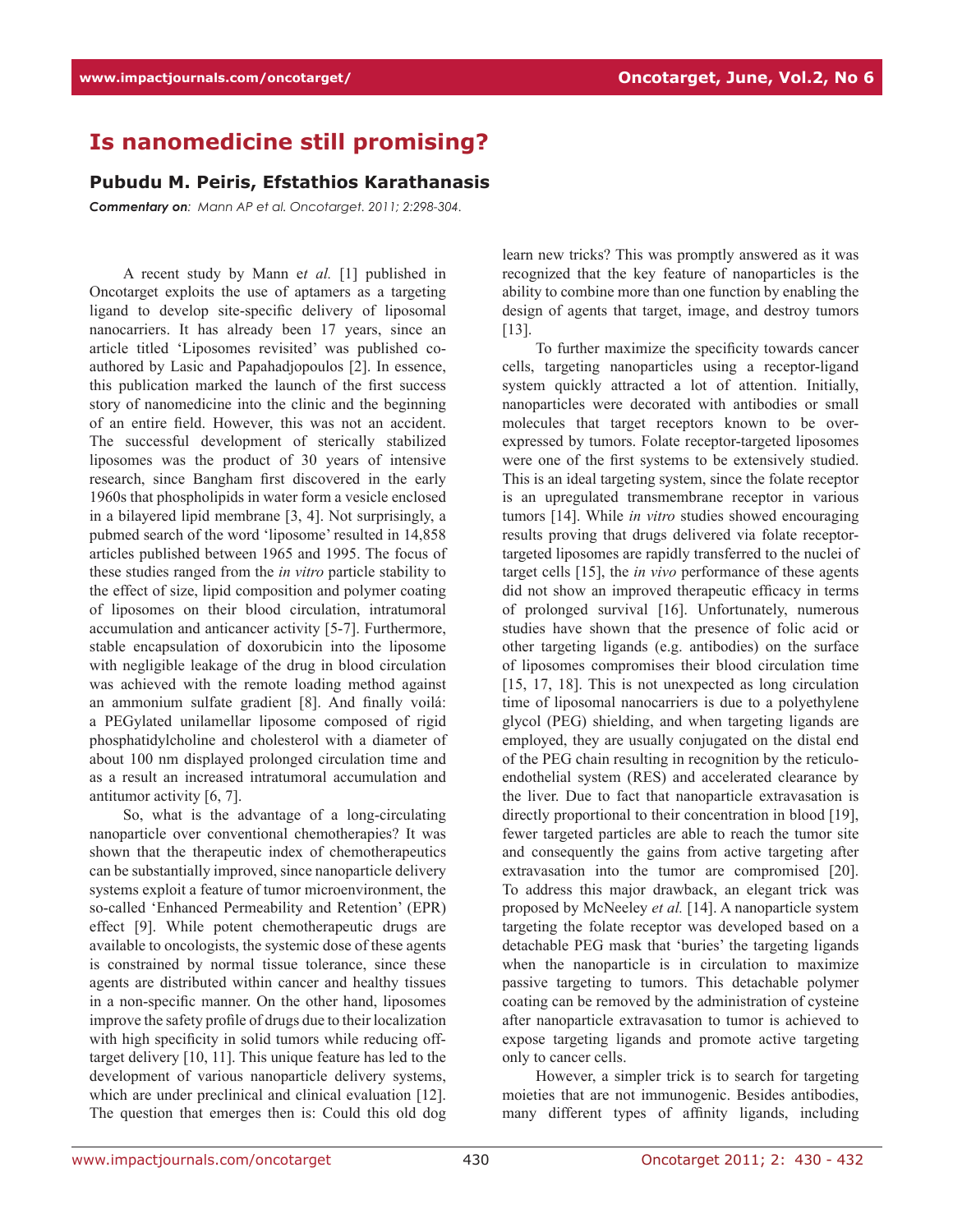# Is nanomedicine still promising?

## Pubudu M. Peiris, Efstathios Karathanasis

***Commentary on**: Mann AP et al. Oncotarget. 2011; 2:298-304.*

A recent study by Mann e*t al.* [1] published in Oncotarget exploits the use of aptamers as a targeting ligand to develop site-specific delivery of liposomal nanocarriers. It has already been 17 years, since an article titled 'Liposomes revisited' was published co-authored by Lasic and Papahadjopoulos [2]. In essence, this publication marked the launch of the first success story of nanomedicine into the clinic and the beginning of an entire field. However, this was not an accident. The successful development of sterically stabilized liposomes was the product of 30 years of intensive research, since Bangham first discovered in the early 1960s that phospholipids in water form a vesicle enclosed in a bilayered lipid membrane [3, 4]. Not surprisingly, a pubmed search of the word 'liposome' resulted in 14,858 articles published between 1965 and 1995. The focus of these studies ranged from the *in vitro* particle stability to the effect of size, lipid composition and polymer coating of liposomes on their blood circulation, intratumoral accumulation and anticancer activity [5-7]. Furthermore, stable encapsulation of doxorubicin into the liposome with negligible leakage of the drug in blood circulation was achieved with the remote loading method against an ammonium sulfate gradient [8]. And finally voilá: a PEGylated unilamellar liposome composed of rigid phosphatidylcholine and cholesterol with a diameter of about 100 nm displayed prolonged circulation time and as a result an increased intratumoral accumulation and antitumor activity [6, 7].

So, what is the advantage of a long-circulating nanoparticle over conventional chemotherapies? It was shown that the therapeutic index of chemotherapeutics can be substantially improved, since nanoparticle delivery systems exploit a feature of tumor microenvironment, the so-called 'Enhanced Permeability and Retention' (EPR) effect [9]. While potent chemotherapeutic drugs are available to oncologists, the systemic dose of these agents is constrained by normal tissue tolerance, since these agents are distributed within cancer and healthy tissues in a non-specific manner. On the other hand, liposomes improve the safety profile of drugs due to their localization with high specificity in solid tumors while reducing off-target delivery [10, 11]. This unique feature has led to the development of various nanoparticle delivery systems, which are under preclinical and clinical evaluation [12]. The question that emerges then is: Could this old dog learn new tricks? This was promptly answered as it was recognized that the key feature of nanoparticles is the ability to combine more than one function by enabling the design of agents that target, image, and destroy tumors [13].

To further maximize the specificity towards cancer cells, targeting nanoparticles using a receptor-ligand system quickly attracted a lot of attention. Initially, nanoparticles were decorated with antibodies or small molecules that target receptors known to be over-expressed by tumors. Folate receptor-targeted liposomes were one of the first systems to be extensively studied. This is an ideal targeting system, since the folate receptor is an upregulated transmembrane receptor in various tumors [14]. While *in vitro* studies showed encouraging results proving that drugs delivered via folate receptor-targeted liposomes are rapidly transferred to the nuclei of target cells [15], the *in vivo* performance of these agents did not show an improved therapeutic efficacy in terms of prolonged survival [16]. Unfortunately, numerous studies have shown that the presence of folic acid or other targeting ligands (e.g. antibodies) on the surface of liposomes compromises their blood circulation time [15, 17, 18]. This is not unexpected as long circulation time of liposomal nanocarriers is due to a polyethylene glycol (PEG) shielding, and when targeting ligands are employed, they are usually conjugated on the distal end of the PEG chain resulting in recognition by the reticulo-endothelial system (RES) and accelerated clearance by the liver. Due to fact that nanoparticle extravasation is directly proportional to their concentration in blood [19], fewer targeted particles are able to reach the tumor site and consequently the gains from active targeting after extravasation into the tumor are compromised [20]. To address this major drawback, an elegant trick was proposed by McNeeley *et al.* [14]. A nanoparticle system targeting the folate receptor was developed based on a detachable PEG mask that 'buries' the targeting ligands when the nanoparticle is in circulation to maximize passive targeting to tumors. This detachable polymer coating can be removed by the administration of cysteine after nanoparticle extravasation to tumor is achieved to expose targeting ligands and promote active targeting only to cancer cells.

However, a simpler trick is to search for targeting moieties that are not immunogenic. Besides antibodies, many different types of affinity ligands, including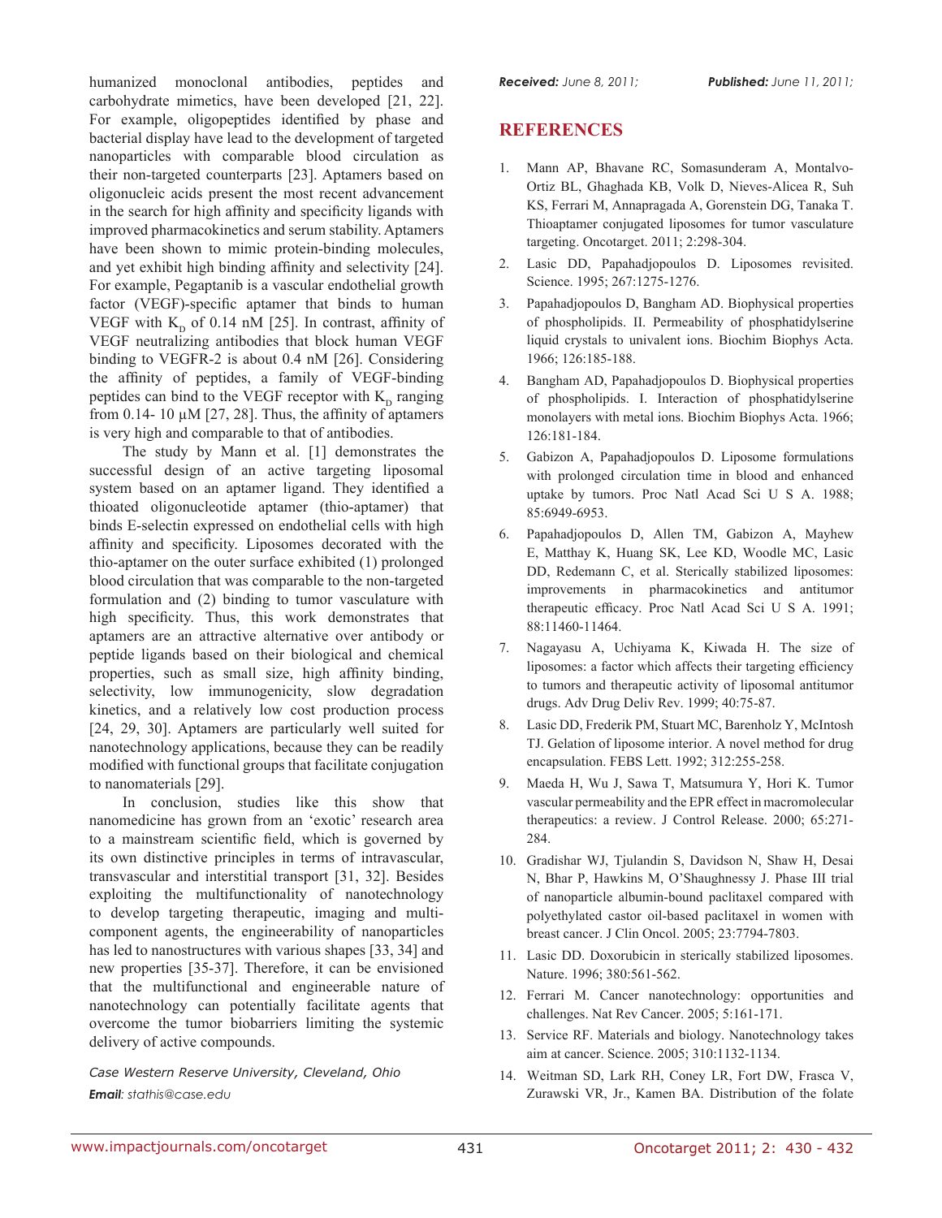humanized monoclonal antibodies, peptides and carbohydrate mimetics, have been developed [21, 22]. For example, oligopeptides identified by phase and bacterial display have lead to the development of targeted nanoparticles with comparable blood circulation as their non-targeted counterparts [23]. Aptamers based on oligonucleic acids present the most recent advancement in the search for high affinity and specificity ligands with improved pharmacokinetics and serum stability. Aptamers have been shown to mimic protein-binding molecules, and yet exhibit high binding affinity and selectivity [24]. For example, Pegaptanib is a vascular endothelial growth factor (VEGF)-specific aptamer that binds to human VEGF with $K_D$ of 0.14 nM [25]. In contrast, affinity of VEGF neutralizing antibodies that block human VEGF binding to VEGFR-2 is about 0.4 nM [26]. Considering the affinity of peptides, a family of VEGF-binding peptides can bind to the VEGF receptor with $K_D$ ranging from 0.14- 10 μM [27, 28]. Thus, the affinity of aptamers is very high and comparable to that of antibodies.

The study by Mann et al. [1] demonstrates the successful design of an active targeting liposomal system based on an aptamer ligand. They identified a thioated oligonucleotide aptamer (thio-aptamer) that binds E-selectin expressed on endothelial cells with high affinity and specificity. Liposomes decorated with the thio-aptamer on the outer surface exhibited (1) prolonged blood circulation that was comparable to the non-targeted formulation and (2) binding to tumor vasculature with high specificity. Thus, this work demonstrates that aptamers are an attractive alternative over antibody or peptide ligands based on their biological and chemical properties, such as small size, high affinity binding, selectivity, low immunogenicity, slow degradation kinetics, and a relatively low cost production process [24, 29, 30]. Aptamers are particularly well suited for nanotechnology applications, because they can be readily modified with functional groups that facilitate conjugation to nanomaterials [29].

In conclusion, studies like this show that nanomedicine has grown from an 'exotic' research area to a mainstream scientific field, which is governed by its own distinctive principles in terms of intravascular, transvascular and interstitial transport [31, 32]. Besides exploiting the multifunctionality of nanotechnology to develop targeting therapeutic, imaging and multi-component agents, the engineerability of nanoparticles has led to nanostructures with various shapes [33, 34] and new properties [35-37]. Therefore, it can be envisioned that the multifunctional and engineerable nature of nanotechnology can potentially facilitate agents that overcome the tumor biobarriers limiting the systemic delivery of active compounds.

*Case Western Reserve University, Cleveland, Ohio*

***Email**: stathis@case.edu*

***Received:** June 8, 2011;* ***Published:** June 11, 2011;*

## REFERENCES

1. Mann AP, Bhavane RC, Somasunderam A, Montalvo-Ortiz BL, Ghaghada KB, Volk D, Nieves-Alicea R, Suh KS, Ferrari M, Annapragada A, Gorenstein DG, Tanaka T. Thioaptamer conjugated liposomes for tumor vasculature targeting. Oncotarget. 2011; 2:298-304.
2. Lasic DD, Papahadjopoulos D. Liposomes revisited. Science. 1995; 267:1275-1276.
3. Papahadjopoulos D, Bangham AD. Biophysical properties of phospholipids. II. Permeability of phosphatidylserine liquid crystals to univalent ions. Biochim Biophys Acta. 1966; 126:185-188.
4. Bangham AD, Papahadjopoulos D. Biophysical properties of phospholipids. I. Interaction of phosphatidylserine monolayers with metal ions. Biochim Biophys Acta. 1966; 126:181-184.
5. Gabizon A, Papahadjopoulos D. Liposome formulations with prolonged circulation time in blood and enhanced uptake by tumors. Proc Natl Acad Sci U S A. 1988; 85:6949-6953.
6. Papahadjopoulos D, Allen TM, Gabizon A, Mayhew E, Matthay K, Huang SK, Lee KD, Woodle MC, Lasic DD, Redemann C, et al. Sterically stabilized liposomes: improvements in pharmacokinetics and antitumor therapeutic efficacy. Proc Natl Acad Sci U S A. 1991; 88:11460-11464.
7. Nagayasu A, Uchiyama K, Kiwada H. The size of liposomes: a factor which affects their targeting efficiency to tumors and therapeutic activity of liposomal antitumor drugs. Adv Drug Deliv Rev. 1999; 40:75-87.
8. Lasic DD, Frederik PM, Stuart MC, Barenholz Y, McIntosh TJ. Gelation of liposome interior. A novel method for drug encapsulation. FEBS Lett. 1992; 312:255-258.
9. Maeda H, Wu J, Sawa T, Matsumura Y, Hori K. Tumor vascular permeability and the EPR effect in macromolecular therapeutics: a review. J Control Release. 2000; 65:271-284.
10. Gradishar WJ, Tjulandin S, Davidson N, Shaw H, Desai N, Bhar P, Hawkins M, O'Shaughnessy J. Phase III trial of nanoparticle albumin-bound paclitaxel compared with polyethylated castor oil-based paclitaxel in women with breast cancer. J Clin Oncol. 2005; 23:7794-7803.
11. Lasic DD. Doxorubicin in sterically stabilized liposomes. Nature. 1996; 380:561-562.
12. Ferrari M. Cancer nanotechnology: opportunities and challenges. Nat Rev Cancer. 2005; 5:161-171.
13. Service RF. Materials and biology. Nanotechnology takes aim at cancer. Science. 2005; 310:1132-1134.
14. Weitman SD, Lark RH, Coney LR, Fort DW, Frasca V, Zurawski VR, Jr., Kamen BA. Distribution of the folate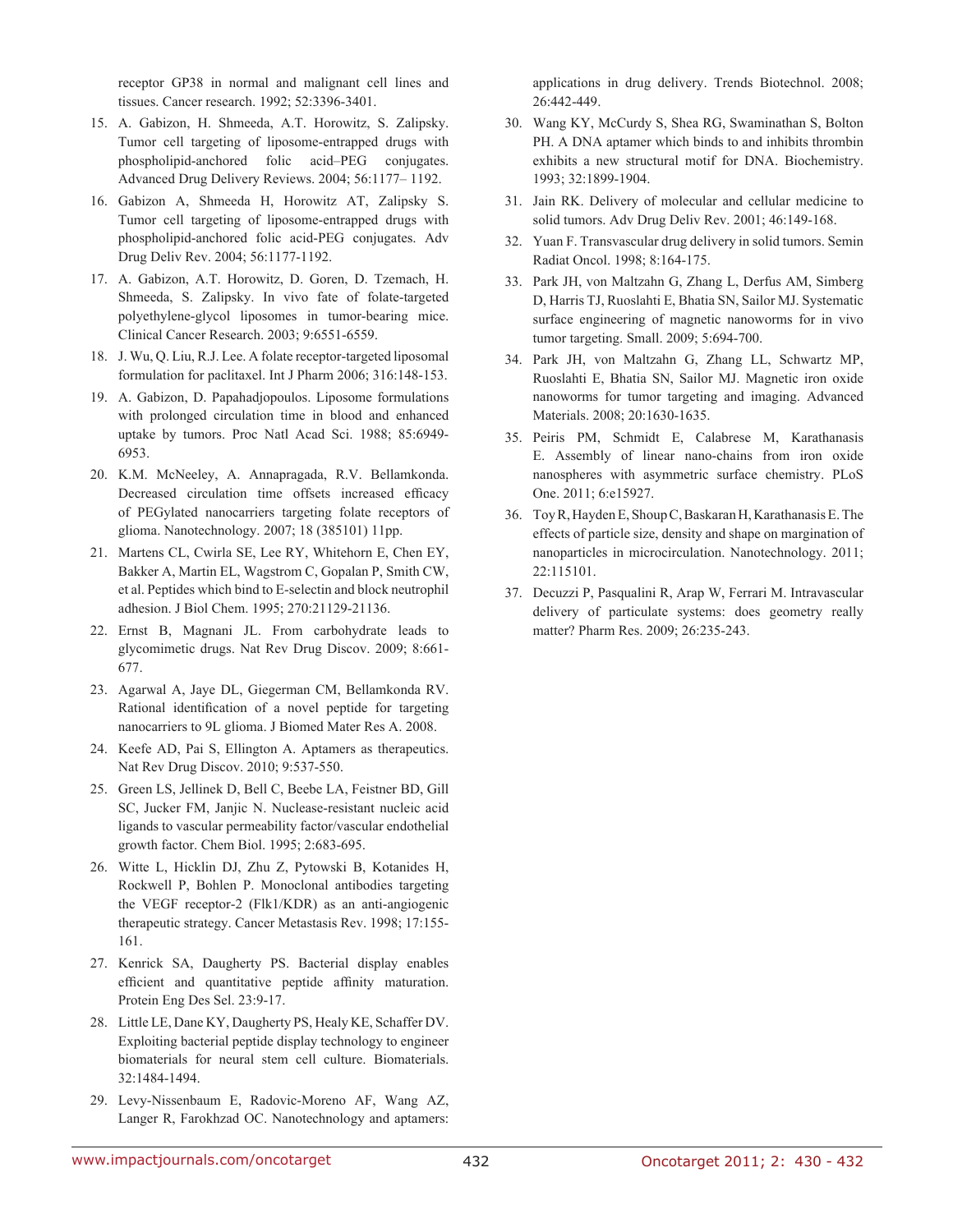receptor GP38 in normal and malignant cell lines and tissues. Cancer research. 1992; 52:3396-3401.

15. A. Gabizon, H. Shmeeda, A.T. Horowitz, S. Zalipsky. Tumor cell targeting of liposome-entrapped drugs with phospholipid-anchored folic acid–PEG conjugates. Advanced Drug Delivery Reviews. 2004; 56:1177– 1192.

16. Gabizon A, Shmeeda H, Horowitz AT, Zalipsky S. Tumor cell targeting of liposome-entrapped drugs with phospholipid-anchored folic acid-PEG conjugates. Adv Drug Deliv Rev. 2004; 56:1177-1192.

17. A. Gabizon, A.T. Horowitz, D. Goren, D. Tzemach, H. Shmeeda, S. Zalipsky. In vivo fate of folate-targeted polyethylene-glycol liposomes in tumor-bearing mice. Clinical Cancer Research. 2003; 9:6551-6559.

18. J. Wu, Q. Liu, R.J. Lee. A folate receptor-targeted liposomal formulation for paclitaxel. Int J Pharm 2006; 316:148-153.

19. A. Gabizon, D. Papahadjopoulos. Liposome formulations with prolonged circulation time in blood and enhanced uptake by tumors. Proc Natl Acad Sci. 1988; 85:6949-6953.

20. K.M. McNeeley, A. Annapragada, R.V. Bellamkonda. Decreased circulation time offsets increased efficacy of PEGylated nanocarriers targeting folate receptors of glioma. Nanotechnology. 2007; 18 (385101) 11pp.

21. Martens CL, Cwirla SE, Lee RY, Whitehorn E, Chen EY, Bakker A, Martin EL, Wagstrom C, Gopalan P, Smith CW, et al. Peptides which bind to E-selectin and block neutrophil adhesion. J Biol Chem. 1995; 270:21129-21136.

22. Ernst B, Magnani JL. From carbohydrate leads to glycomimetic drugs. Nat Rev Drug Discov. 2009; 8:661-677.

23. Agarwal A, Jaye DL, Giegerman CM, Bellamkonda RV. Rational identification of a novel peptide for targeting nanocarriers to 9L glioma. J Biomed Mater Res A. 2008.

24. Keefe AD, Pai S, Ellington A. Aptamers as therapeutics. Nat Rev Drug Discov. 2010; 9:537-550.

25. Green LS, Jellinek D, Bell C, Beebe LA, Feistner BD, Gill SC, Jucker FM, Janjic N. Nuclease-resistant nucleic acid ligands to vascular permeability factor/vascular endothelial growth factor. Chem Biol. 1995; 2:683-695.

26. Witte L, Hicklin DJ, Zhu Z, Pytowski B, Kotanides H, Rockwell P, Bohlen P. Monoclonal antibodies targeting the VEGF receptor-2 (Flk1/KDR) as an anti-angiogenic therapeutic strategy. Cancer Metastasis Rev. 1998; 17:155-161.

27. Kenrick SA, Daugherty PS. Bacterial display enables efficient and quantitative peptide affinity maturation. Protein Eng Des Sel. 23:9-17.

28. Little LE, Dane KY, Daugherty PS, Healy KE, Schaffer DV. Exploiting bacterial peptide display technology to engineer biomaterials for neural stem cell culture. Biomaterials. 32:1484-1494.

29. Levy-Nissenbaum E, Radovic-Moreno AF, Wang AZ, Langer R, Farokhzad OC. Nanotechnology and aptamers: applications in drug delivery. Trends Biotechnol. 2008; 26:442-449.

30. Wang KY, McCurdy S, Shea RG, Swaminathan S, Bolton PH. A DNA aptamer which binds to and inhibits thrombin exhibits a new structural motif for DNA. Biochemistry. 1993; 32:1899-1904.

31. Jain RK. Delivery of molecular and cellular medicine to solid tumors. Adv Drug Deliv Rev. 2001; 46:149-168.

32. Yuan F. Transvascular drug delivery in solid tumors. Semin Radiat Oncol. 1998; 8:164-175.

33. Park JH, von Maltzahn G, Zhang L, Derfus AM, Simberg D, Harris TJ, Ruoslahti E, Bhatia SN, Sailor MJ. Systematic surface engineering of magnetic nanoworms for in vivo tumor targeting. Small. 2009; 5:694-700.

34. Park JH, von Maltzahn G, Zhang LL, Schwartz MP, Ruoslahti E, Bhatia SN, Sailor MJ. Magnetic iron oxide nanoworms for tumor targeting and imaging. Advanced Materials. 2008; 20:1630-1635.

35. Peiris PM, Schmidt E, Calabrese M, Karathanasis E. Assembly of linear nano-chains from iron oxide nanospheres with asymmetric surface chemistry. PLoS One. 2011; 6:e15927.

36. Toy R, Hayden E, Shoup C, Baskaran H, Karathanasis E. The effects of particle size, density and shape on margination of nanoparticles in microcirculation. Nanotechnology. 2011; 22:115101.

37. Decuzzi P, Pasqualini R, Arap W, Ferrari M. Intravascular delivery of particulate systems: does geometry really matter? Pharm Res. 2009; 26:235-243.